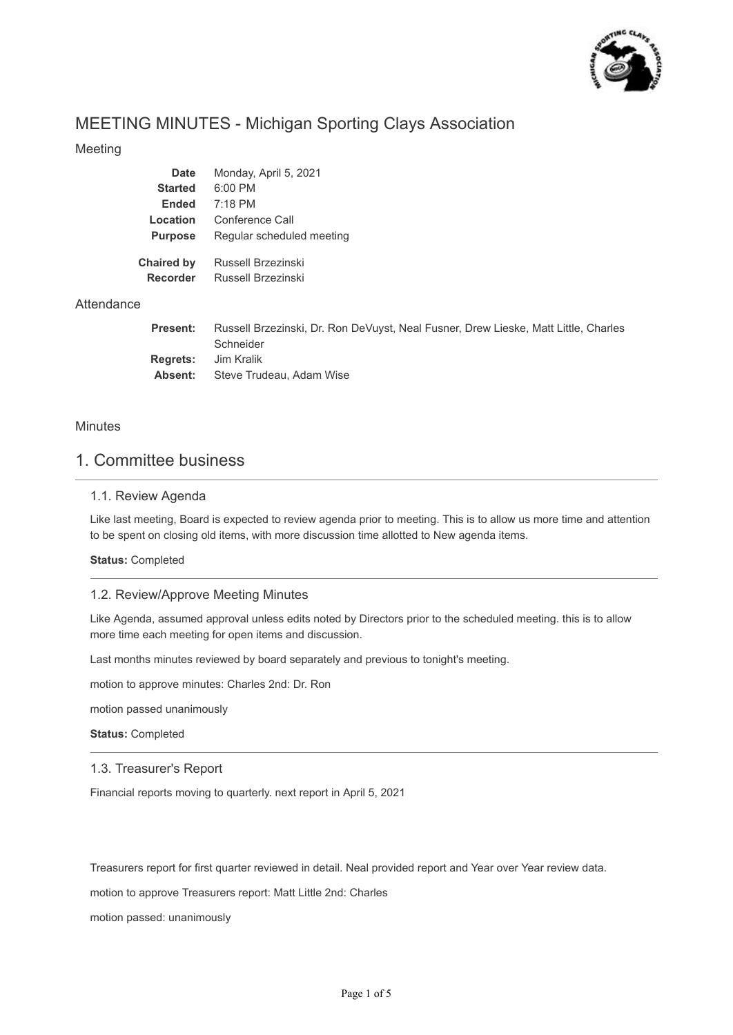# MEETING MINUTES - Michigan Sporting Clays Association

## Meeting

| | |
|---|---|
| **Date** | Monday, April 5, 2021 |
| **Started** | 6:00 PM |
| **Ended** | 7:18 PM |
| **Location** | Conference Call |
| **Purpose** | Regular scheduled meeting |
| **Chaired by** | Russell Brzezinski |
| **Recorder** | Russell Brzezinski |

## Attendance

| | |
|---|---|
| **Present:** | Russell Brzezinski, Dr. Ron DeVuyst, Neal Fusner, Drew Lieske, Matt Little, Charles Schneider |
| **Regrets:** | Jim Kralik |
| **Absent:** | Steve Trudeau, Adam Wise |

## Minutes

# 1. Committee business

### 1.1. Review Agenda

Like last meeting, Board is expected to review agenda prior to meeting. This is to allow us more time and attention to be spent on closing old items, with more discussion time allotted to New agenda items.

**Status:** Completed

### 1.2. Review/Approve Meeting Minutes

Like Agenda, assumed approval unless edits noted by Directors prior to the scheduled meeting. this is to allow more time each meeting for open items and discussion.

Last months minutes reviewed by board separately and previous to tonight's meeting.

motion to approve minutes: Charles 2nd: Dr. Ron

motion passed unanimously

**Status:** Completed

### 1.3. Treasurer's Report

Financial reports moving to quarterly. next report in April 5, 2021

Treasurers report for first quarter reviewed in detail. Neal provided report and Year over Year review data.

motion to approve Treasurers report: Matt Little 2nd: Charles

motion passed: unanimously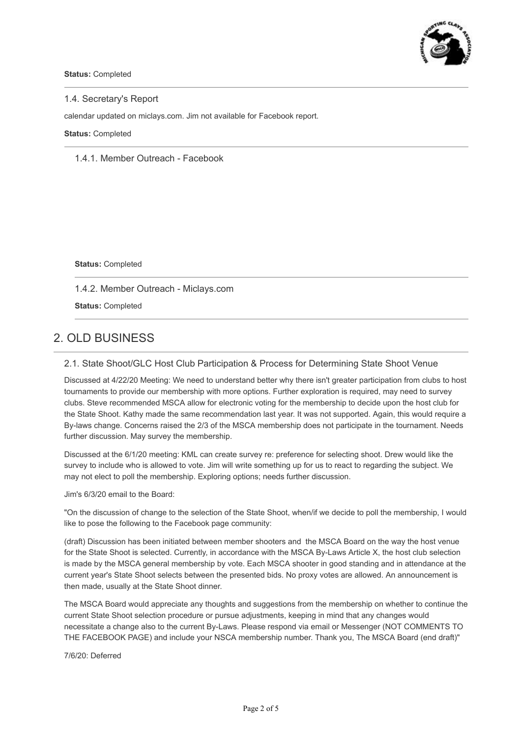**Status:** Completed

### 1.4. Secretary's Report

calendar updated on miclays.com. Jim not available for Facebook report.

**Status:** Completed

#### 1.4.1. Member Outreach - Facebook

**Status:** Completed

#### 1.4.2. Member Outreach - Miclays.com

**Status:** Completed

## 2. OLD BUSINESS

### 2.1. State Shoot/GLC Host Club Participation & Process for Determining State Shoot Venue

Discussed at 4/22/20 Meeting: We need to understand better why there isn't greater participation from clubs to host tournaments to provide our membership with more options. Further exploration is required, may need to survey clubs. Steve recommended MSCA allow for electronic voting for the membership to decide upon the host club for the State Shoot. Kathy made the same recommendation last year. It was not supported. Again, this would require a By-laws change. Concerns raised the 2/3 of the MSCA membership does not participate in the tournament. Needs further discussion. May survey the membership.

Discussed at the 6/1/20 meeting: KML can create survey re: preference for selecting shoot. Drew would like the survey to include who is allowed to vote. Jim will write something up for us to react to regarding the subject. We may not elect to poll the membership. Exploring options; needs further discussion.

Jim's 6/3/20 email to the Board:

"On the discussion of change to the selection of the State Shoot, when/if we decide to poll the membership, I would like to pose the following to the Facebook page community:

(draft) Discussion has been initiated between member shooters and the MSCA Board on the way the host venue for the State Shoot is selected. Currently, in accordance with the MSCA By-Laws Article X, the host club selection is made by the MSCA general membership by vote. Each MSCA shooter in good standing and in attendance at the current year's State Shoot selects between the presented bids. No proxy votes are allowed. An announcement is then made, usually at the State Shoot dinner.

The MSCA Board would appreciate any thoughts and suggestions from the membership on whether to continue the current State Shoot selection procedure or pursue adjustments, keeping in mind that any changes would necessitate a change also to the current By-Laws. Please respond via email or Messenger (NOT COMMENTS TO THE FACEBOOK PAGE) and include your NSCA membership number. Thank you, The MSCA Board (end draft)"

7/6/20: Deferred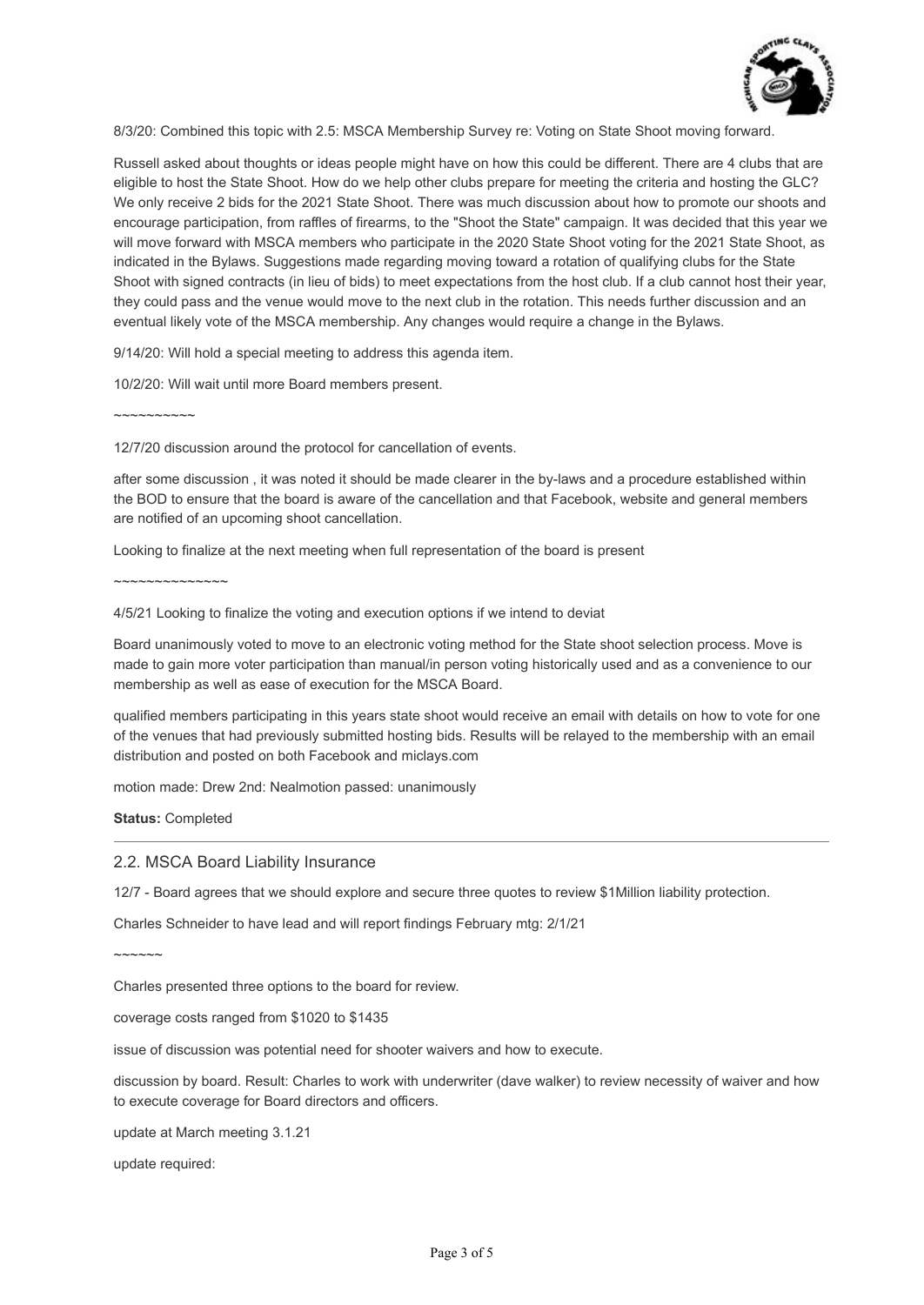8/3/20: Combined this topic with 2.5: MSCA Membership Survey re: Voting on State Shoot moving forward.

Russell asked about thoughts or ideas people might have on how this could be different. There are 4 clubs that are eligible to host the State Shoot. How do we help other clubs prepare for meeting the criteria and hosting the GLC? We only receive 2 bids for the 2021 State Shoot. There was much discussion about how to promote our shoots and encourage participation, from raffles of firearms, to the "Shoot the State" campaign. It was decided that this year we will move forward with MSCA members who participate in the 2020 State Shoot voting for the 2021 State Shoot, as indicated in the Bylaws. Suggestions made regarding moving toward a rotation of qualifying clubs for the State Shoot with signed contracts (in lieu of bids) to meet expectations from the host club. If a club cannot host their year, they could pass and the venue would move to the next club in the rotation. This needs further discussion and an eventual likely vote of the MSCA membership. Any changes would require a change in the Bylaws.

9/14/20: Will hold a special meeting to address this agenda item.

10/2/20: Will wait until more Board members present.

~~~~~~~~~~

12/7/20 discussion around the protocol for cancellation of events.

after some discussion , it was noted it should be made clearer in the by-laws and a procedure established within the BOD to ensure that the board is aware of the cancellation and that Facebook, website and general members are notified of an upcoming shoot cancellation.

Looking to finalize at the next meeting when full representation of the board is present

~~~~~~~~~~~~~~

4/5/21 Looking to finalize the voting and execution options if we intend to deviat

Board unanimously voted to move to an electronic voting method for the State shoot selection process. Move is made to gain more voter participation than manual/in person voting historically used and as a convenience to our membership as well as ease of execution for the MSCA Board.

qualified members participating in this years state shoot would receive an email with details on how to vote for one of the venues that had previously submitted hosting bids. Results will be relayed to the membership with an email distribution and posted on both Facebook and miclays.com

motion made: Drew 2nd: Nealmotion passed: unanimously

**Status:** Completed

---

## 2.2. MSCA Board Liability Insurance

12/7 - Board agrees that we should explore and secure three quotes to review $1Million liability protection.

Charles Schneider to have lead and will report findings February mtg: 2/1/21

~~~~~~

Charles presented three options to the board for review.

coverage costs ranged from $1020 to $1435

issue of discussion was potential need for shooter waivers and how to execute.

discussion by board. Result: Charles to work with underwriter (dave walker) to review necessity of waiver and how to execute coverage for Board directors and officers.

update at March meeting 3.1.21

update required: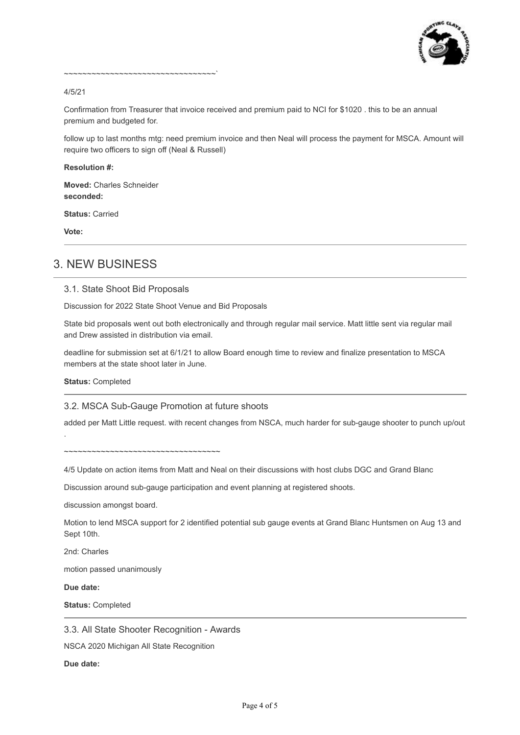~~~~~~~~~~~~~~~~~~~~~~~~~~~~~~~~~~`

4/5/21

Confirmation from Treasurer that invoice received and premium paid to NCI for $1020 . this to be an annual premium and budgeted for.

follow up to last months mtg: need premium invoice and then Neal will process the payment for MSCA. Amount will require two officers to sign off (Neal & Russell)

**Resolution #:**

**Moved:** Charles Schneider
**seconded:**

**Status:** Carried

**Vote:**

---

## 3. NEW BUSINESS

### 3.1. State Shoot Bid Proposals

Discussion for 2022 State Shoot Venue and Bid Proposals

State bid proposals went out both electronically and through regular mail service. Matt little sent via regular mail and Drew assisted in distribution via email.

deadline for submission set at 6/1/21 to allow Board enough time to review and finalize presentation to MSCA members at the state shoot later in June.

**Status:** Completed

---

### 3.2. MSCA Sub-Gauge Promotion at future shoots

added per Matt Little request. with recent changes from NSCA, much harder for sub-gauge shooter to punch up/out .

~~~~~~~~~~~~~~~~~~~~~~~~~~~~~~~~~~

4/5 Update on action items from Matt and Neal on their discussions with host clubs DGC and Grand Blanc

Discussion around sub-gauge participation and event planning at registered shoots.

discussion amongst board.

Motion to lend MSCA support for 2 identified potential sub gauge events at Grand Blanc Huntsmen on Aug 13 and Sept 10th.

2nd: Charles

motion passed unanimously

**Due date:**

**Status:** Completed

---

### 3.3. All State Shooter Recognition - Awards

NSCA 2020 Michigan All State Recognition

**Due date:**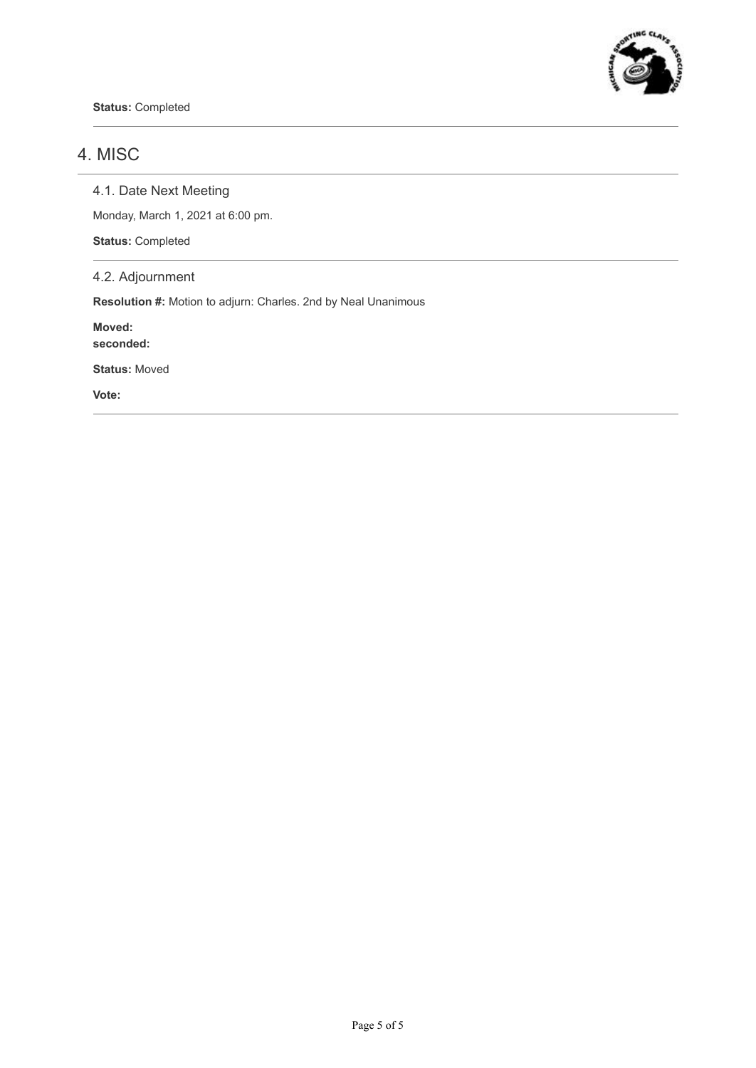**Status:** Completed

## 4. MISC

### 4.1. Date Next Meeting

Monday, March 1, 2021 at 6:00 pm.

**Status:** Completed

### 4.2. Adjournment

**Resolution #:** Motion to adjurn: Charles. 2nd by Neal Unanimous

**Moved:**
**seconded:**

**Status:** Moved

**Vote:**